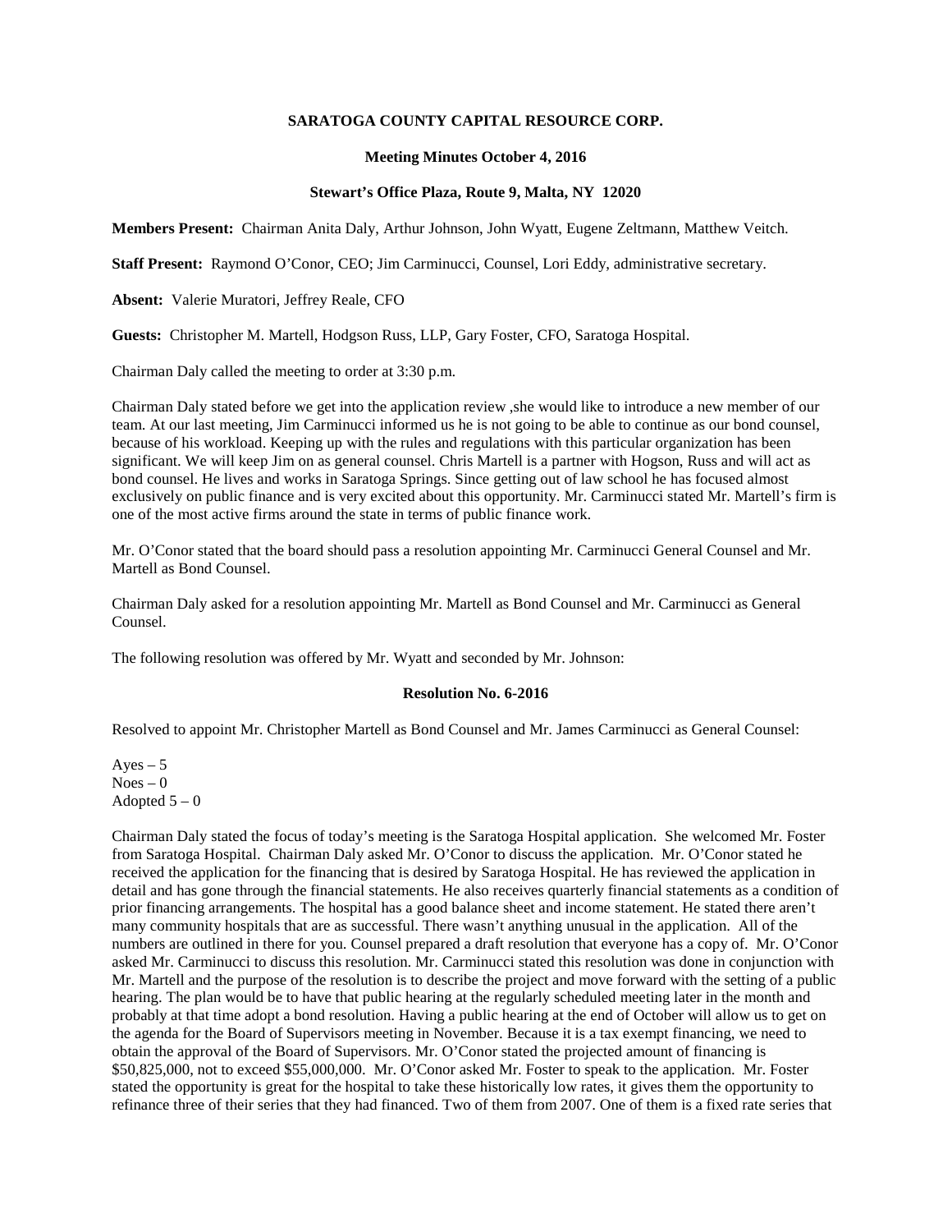**SARATOGA COUNTY CAPITAL RESOURCE CORP.**

**Meeting Minutes October 4, 2016**

**Stewart's Office Plaza, Route 9, Malta, NY 12020**

**Members Present:** Chairman Anita Daly, Arthur Johnson, John Wyatt, Eugene Zeltmann, Matthew Veitch.

**Staff Present:** Raymond O'Conor, CEO; Jim Carminucci, Counsel, Lori Eddy, administrative secretary.

**Absent:** Valerie Muratori, Jeffrey Reale, CFO

**Guests:** Christopher M. Martell, Hodgson Russ, LLP, Gary Foster, CFO, Saratoga Hospital.

Chairman Daly called the meeting to order at 3:30 p.m.

Chairman Daly stated before we get into the application review ,she would like to introduce a new member of our team. At our last meeting, Jim Carminucci informed us he is not going to be able to continue as our bond counsel, because of his workload. Keeping up with the rules and regulations with this particular organization has been significant. We will keep Jim on as general counsel. Chris Martell is a partner with Hogson, Russ and will act as bond counsel. He lives and works in Saratoga Springs. Since getting out of law school he has focused almost exclusively on public finance and is very excited about this opportunity. Mr. Carminucci stated Mr. Martell's firm is one of the most active firms around the state in terms of public finance work.

Mr. O'Conor stated that the board should pass a resolution appointing Mr. Carminucci General Counsel and Mr. Martell as Bond Counsel.

Chairman Daly asked for a resolution appointing Mr. Martell as Bond Counsel and Mr. Carminucci as General Counsel.

The following resolution was offered by Mr. Wyatt and seconded by Mr. Johnson:

**Resolution No. 6-2016**

Resolved to appoint Mr. Christopher Martell as Bond Counsel and Mr. James Carminucci as General Counsel:

Ayes – 5
Noes – 0
Adopted 5 – 0

Chairman Daly stated the focus of today's meeting is the Saratoga Hospital application. She welcomed Mr. Foster from Saratoga Hospital. Chairman Daly asked Mr. O'Conor to discuss the application. Mr. O'Conor stated he received the application for the financing that is desired by Saratoga Hospital. He has reviewed the application in detail and has gone through the financial statements. He also receives quarterly financial statements as a condition of prior financing arrangements. The hospital has a good balance sheet and income statement. He stated there aren't many community hospitals that are as successful. There wasn't anything unusual in the application. All of the numbers are outlined in there for you. Counsel prepared a draft resolution that everyone has a copy of. Mr. O'Conor asked Mr. Carminucci to discuss this resolution. Mr. Carminucci stated this resolution was done in conjunction with Mr. Martell and the purpose of the resolution is to describe the project and move forward with the setting of a public hearing. The plan would be to have that public hearing at the regularly scheduled meeting later in the month and probably at that time adopt a bond resolution. Having a public hearing at the end of October will allow us to get on the agenda for the Board of Supervisors meeting in November. Because it is a tax exempt financing, we need to obtain the approval of the Board of Supervisors. Mr. O'Conor stated the projected amount of financing is \$50,825,000, not to exceed \$55,000,000. Mr. O'Conor asked Mr. Foster to speak to the application. Mr. Foster stated the opportunity is great for the hospital to take these historically low rates, it gives them the opportunity to refinance three of their series that they had financed. Two of them from 2007. One of them is a fixed rate series that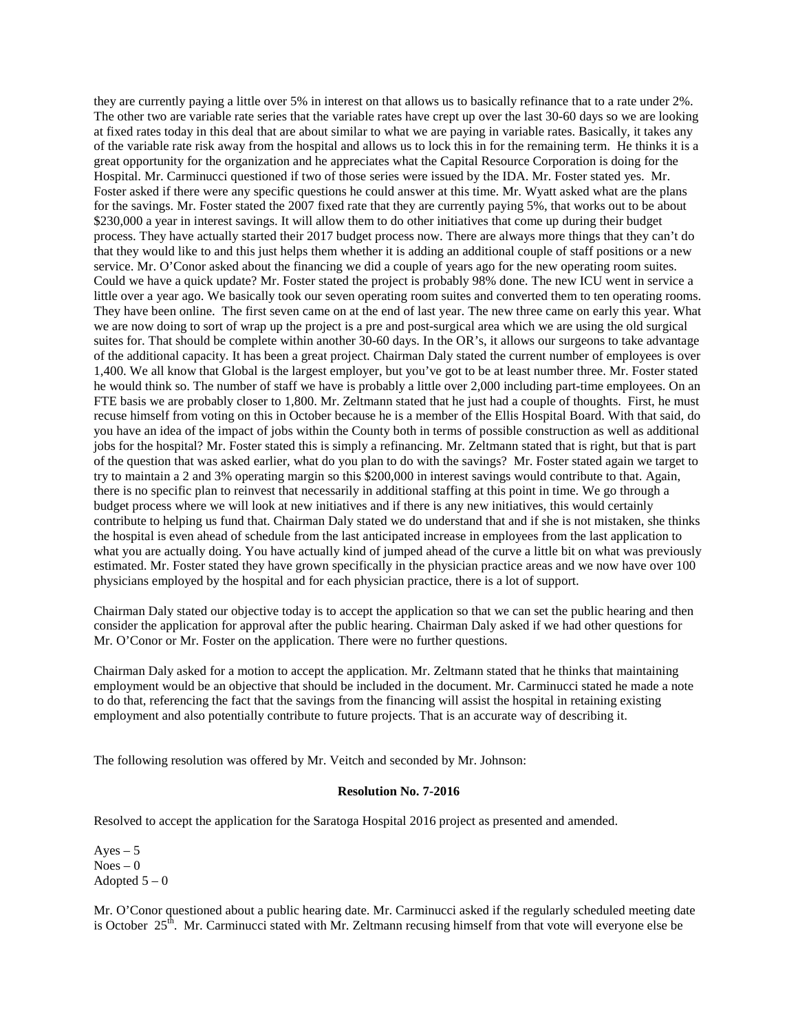they are currently paying a little over 5% in interest on that allows us to basically refinance that to a rate under 2%. The other two are variable rate series that the variable rates have crept up over the last 30-60 days so we are looking at fixed rates today in this deal that are about similar to what we are paying in variable rates. Basically, it takes any of the variable rate risk away from the hospital and allows us to lock this in for the remaining term. He thinks it is a great opportunity for the organization and he appreciates what the Capital Resource Corporation is doing for the Hospital. Mr. Carminucci questioned if two of those series were issued by the IDA. Mr. Foster stated yes. Mr. Foster asked if there were any specific questions he could answer at this time. Mr. Wyatt asked what are the plans for the savings. Mr. Foster stated the 2007 fixed rate that they are currently paying 5%, that works out to be about \$230,000 a year in interest savings. It will allow them to do other initiatives that come up during their budget process. They have actually started their 2017 budget process now. There are always more things that they can't do that they would like to and this just helps them whether it is adding an additional couple of staff positions or a new service. Mr. O'Conor asked about the financing we did a couple of years ago for the new operating room suites. Could we have a quick update? Mr. Foster stated the project is probably 98% done. The new ICU went in service a little over a year ago. We basically took our seven operating room suites and converted them to ten operating rooms. They have been online. The first seven came on at the end of last year. The new three came on early this year. What we are now doing to sort of wrap up the project is a pre and post-surgical area which we are using the old surgical suites for. That should be complete within another 30-60 days. In the OR's, it allows our surgeons to take advantage of the additional capacity. It has been a great project. Chairman Daly stated the current number of employees is over 1,400. We all know that Global is the largest employer, but you've got to be at least number three. Mr. Foster stated he would think so. The number of staff we have is probably a little over 2,000 including part-time employees. On an FTE basis we are probably closer to 1,800. Mr. Zeltmann stated that he just had a couple of thoughts. First, he must recuse himself from voting on this in October because he is a member of the Ellis Hospital Board. With that said, do you have an idea of the impact of jobs within the County both in terms of possible construction as well as additional jobs for the hospital? Mr. Foster stated this is simply a refinancing. Mr. Zeltmann stated that is right, but that is part of the question that was asked earlier, what do you plan to do with the savings? Mr. Foster stated again we target to try to maintain a 2 and 3% operating margin so this \$200,000 in interest savings would contribute to that. Again, there is no specific plan to reinvest that necessarily in additional staffing at this point in time. We go through a budget process where we will look at new initiatives and if there is any new initiatives, this would certainly contribute to helping us fund that. Chairman Daly stated we do understand that and if she is not mistaken, she thinks the hospital is even ahead of schedule from the last anticipated increase in employees from the last application to what you are actually doing. You have actually kind of jumped ahead of the curve a little bit on what was previously estimated. Mr. Foster stated they have grown specifically in the physician practice areas and we now have over 100 physicians employed by the hospital and for each physician practice, there is a lot of support.

Chairman Daly stated our objective today is to accept the application so that we can set the public hearing and then consider the application for approval after the public hearing. Chairman Daly asked if we had other questions for Mr. O'Conor or Mr. Foster on the application. There were no further questions.

Chairman Daly asked for a motion to accept the application. Mr. Zeltmann stated that he thinks that maintaining employment would be an objective that should be included in the document. Mr. Carminucci stated he made a note to do that, referencing the fact that the savings from the financing will assist the hospital in retaining existing employment and also potentially contribute to future projects. That is an accurate way of describing it.

The following resolution was offered by Mr. Veitch and seconded by Mr. Johnson:

**Resolution No. 7-2016**

Resolved to accept the application for the Saratoga Hospital 2016 project as presented and amended.

Ayes – 5
Noes – 0
Adopted 5 – 0

Mr. O'Conor questioned about a public hearing date. Mr. Carminucci asked if the regularly scheduled meeting date is October 25th. Mr. Carminucci stated with Mr. Zeltmann recusing himself from that vote will everyone else be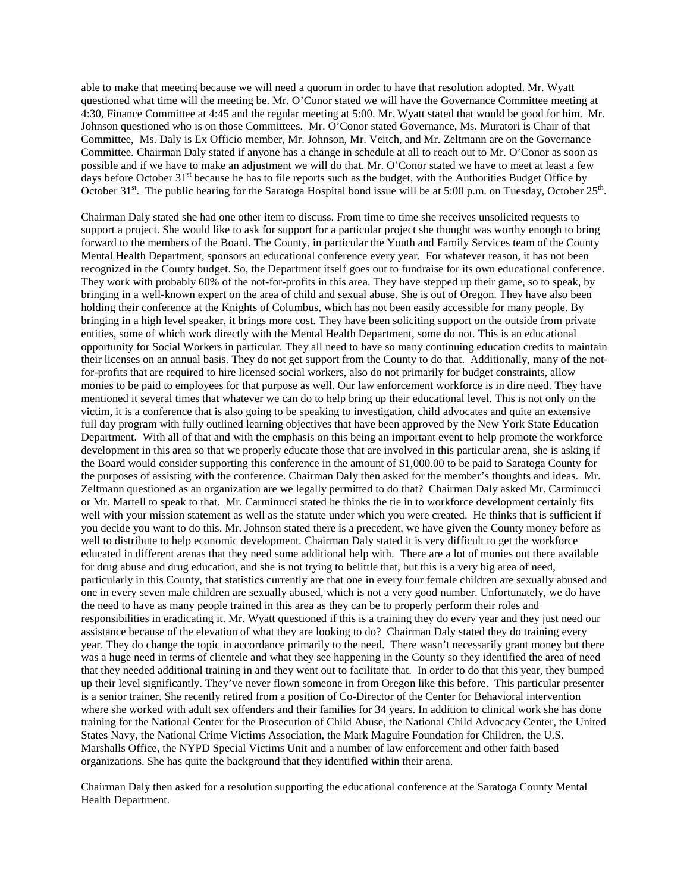able to make that meeting because we will need a quorum in order to have that resolution adopted. Mr. Wyatt questioned what time will the meeting be. Mr. O'Conor stated we will have the Governance Committee meeting at 4:30, Finance Committee at 4:45 and the regular meeting at 5:00. Mr. Wyatt stated that would be good for him. Mr. Johnson questioned who is on those Committees. Mr. O'Conor stated Governance, Ms. Muratori is Chair of that Committee, Ms. Daly is Ex Officio member, Mr. Johnson, Mr. Veitch, and Mr. Zeltmann are on the Governance Committee. Chairman Daly stated if anyone has a change in schedule at all to reach out to Mr. O'Conor as soon as possible and if we have to make an adjustment we will do that. Mr. O'Conor stated we have to meet at least a few days before October 31st because he has to file reports such as the budget, with the Authorities Budget Office by October 31st. The public hearing for the Saratoga Hospital bond issue will be at 5:00 p.m. on Tuesday, October 25th.

Chairman Daly stated she had one other item to discuss. From time to time she receives unsolicited requests to support a project. She would like to ask for support for a particular project she thought was worthy enough to bring forward to the members of the Board. The County, in particular the Youth and Family Services team of the County Mental Health Department, sponsors an educational conference every year. For whatever reason, it has not been recognized in the County budget. So, the Department itself goes out to fundraise for its own educational conference. They work with probably 60% of the not-for-profits in this area. They have stepped up their game, so to speak, by bringing in a well-known expert on the area of child and sexual abuse. She is out of Oregon. They have also been holding their conference at the Knights of Columbus, which has not been easily accessible for many people. By bringing in a high level speaker, it brings more cost. They have been soliciting support on the outside from private entities, some of which work directly with the Mental Health Department, some do not. This is an educational opportunity for Social Workers in particular. They all need to have so many continuing education credits to maintain their licenses on an annual basis. They do not get support from the County to do that. Additionally, many of the not-for-profits that are required to hire licensed social workers, also do not primarily for budget constraints, allow monies to be paid to employees for that purpose as well. Our law enforcement workforce is in dire need. They have mentioned it several times that whatever we can do to help bring up their educational level. This is not only on the victim, it is a conference that is also going to be speaking to investigation, child advocates and quite an extensive full day program with fully outlined learning objectives that have been approved by the New York State Education Department. With all of that and with the emphasis on this being an important event to help promote the workforce development in this area so that we properly educate those that are involved in this particular arena, she is asking if the Board would consider supporting this conference in the amount of $1,000.00 to be paid to Saratoga County for the purposes of assisting with the conference. Chairman Daly then asked for the member's thoughts and ideas. Mr. Zeltmann questioned as an organization are we legally permitted to do that? Chairman Daly asked Mr. Carminucci or Mr. Martell to speak to that. Mr. Carminucci stated he thinks the tie in to workforce development certainly fits well with your mission statement as well as the statute under which you were created. He thinks that is sufficient if you decide you want to do this. Mr. Johnson stated there is a precedent, we have given the County money before as well to distribute to help economic development. Chairman Daly stated it is very difficult to get the workforce educated in different arenas that they need some additional help with. There are a lot of monies out there available for drug abuse and drug education, and she is not trying to belittle that, but this is a very big area of need, particularly in this County, that statistics currently are that one in every four female children are sexually abused and one in every seven male children are sexually abused, which is not a very good number. Unfortunately, we do have the need to have as many people trained in this area as they can be to properly perform their roles and responsibilities in eradicating it. Mr. Wyatt questioned if this is a training they do every year and they just need our assistance because of the elevation of what they are looking to do? Chairman Daly stated they do training every year. They do change the topic in accordance primarily to the need. There wasn't necessarily grant money but there was a huge need in terms of clientele and what they see happening in the County so they identified the area of need that they needed additional training in and they went out to facilitate that. In order to do that this year, they bumped up their level significantly. They've never flown someone in from Oregon like this before. This particular presenter is a senior trainer. She recently retired from a position of Co-Director of the Center for Behavioral intervention where she worked with adult sex offenders and their families for 34 years. In addition to clinical work she has done training for the National Center for the Prosecution of Child Abuse, the National Child Advocacy Center, the United States Navy, the National Crime Victims Association, the Mark Maguire Foundation for Children, the U.S. Marshalls Office, the NYPD Special Victims Unit and a number of law enforcement and other faith based organizations. She has quite the background that they identified within their arena.

Chairman Daly then asked for a resolution supporting the educational conference at the Saratoga County Mental Health Department.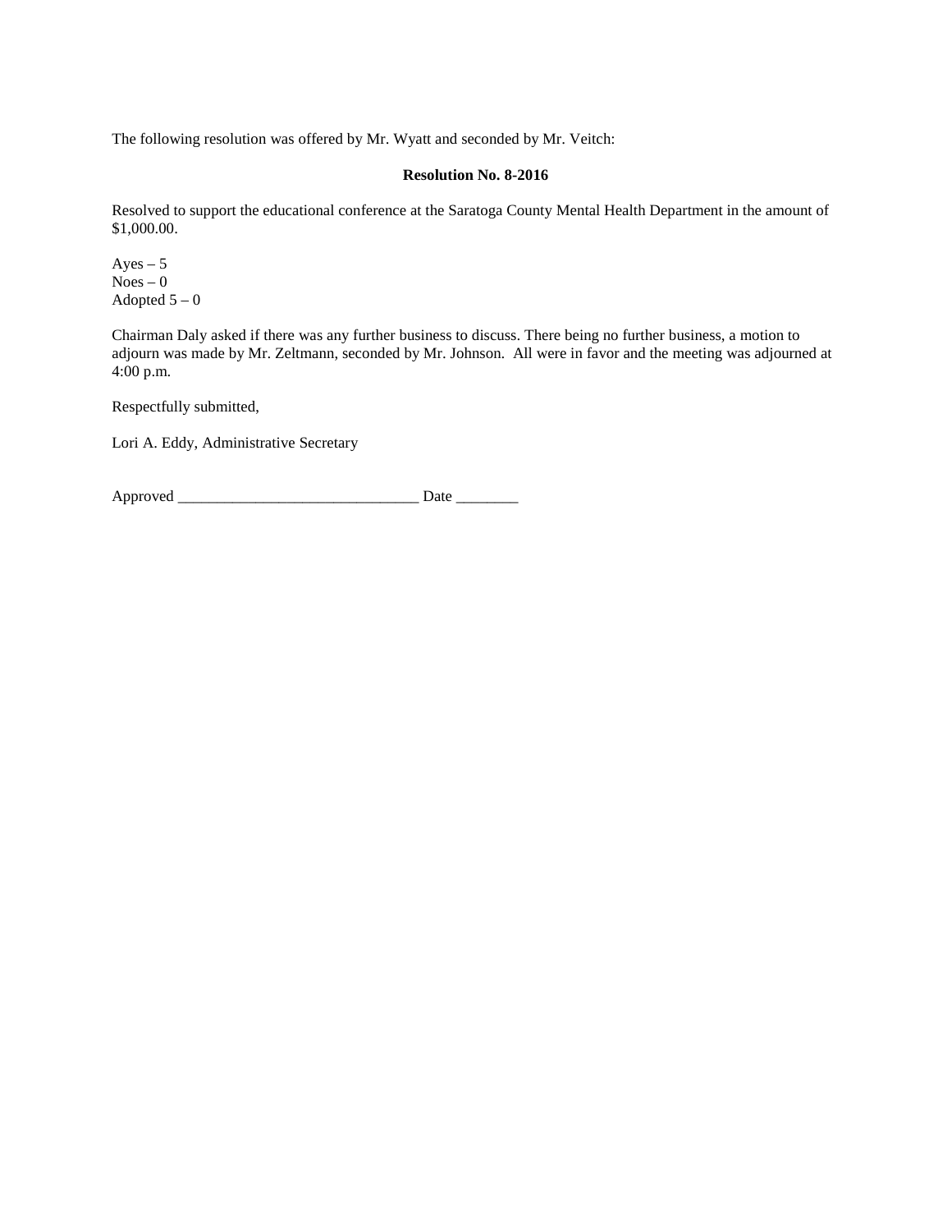The following resolution was offered by Mr. Wyatt and seconded by Mr. Veitch:

**Resolution No. 8-2016**

Resolved to support the educational conference at the Saratoga County Mental Health Department in the amount of $1,000.00.

Ayes – 5
Noes – 0
Adopted 5 – 0

Chairman Daly asked if there was any further business to discuss. There being no further business, a motion to adjourn was made by Mr. Zeltmann, seconded by Mr. Johnson. All were in favor and the meeting was adjourned at 4:00 p.m.

Respectfully submitted,

Lori A. Eddy, Administrative Secretary

Approved _______________________________ Date ________